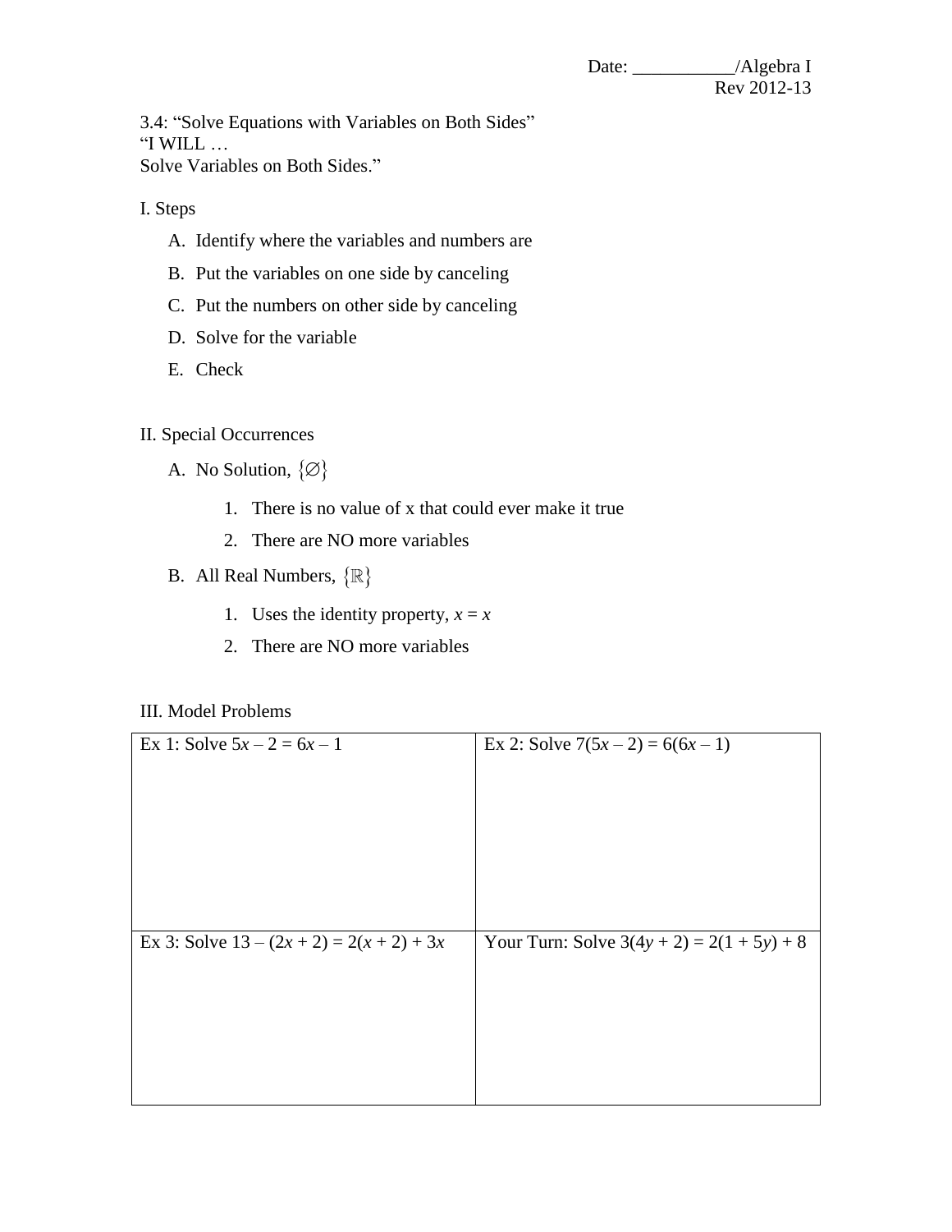Date: ___________/Algebra I
Rev 2012-13

3.4: "Solve Equations with Variables on Both Sides"
"I WILL …
Solve Variables on Both Sides."

## I. Steps

A. Identify where the variables and numbers are

B. Put the variables on one side by canceling

C. Put the numbers on other side by canceling

D. Solve for the variable

E. Check

## II. Special Occurrences

A. No Solution, $\{\varnothing\}$

1. There is no value of x that could ever make it true
2. There are NO more variables

B. All Real Numbers, $\{\mathbb{R}\}$

1. Uses the identity property, $x = x$
2. There are NO more variables

## III. Model Problems

| Ex 1: Solve $5x - 2 = 6x - 1$ | Ex 2: Solve $7(5x - 2) = 6(6x - 1)$ |
|---|---|
| Ex 3: Solve $13 - (2x + 2) = 2(x + 2) + 3x$ | Your Turn: Solve $3(4y + 2) = 2(1 + 5y) + 8$ |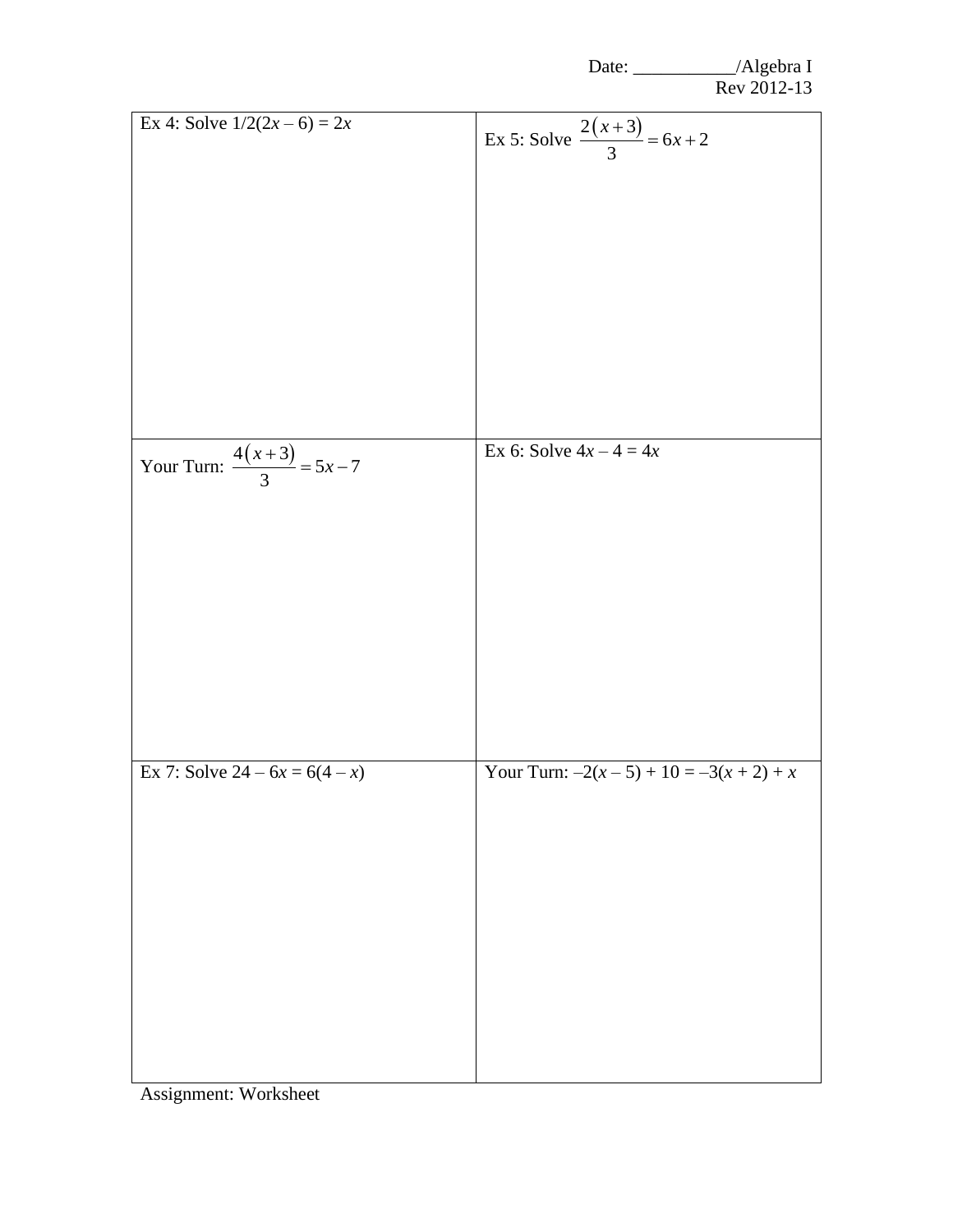Date: ___________/Algebra I
Rev 2012-13

Ex 4: Solve $1/2(2x - 6) = 2x$

Ex 5: Solve $\frac{2(x+3)}{3} = 6x + 2$

Your Turn: $\frac{4(x+3)}{3} = 5x - 7$

Ex 6: Solve $4x - 4 = 4x$

Ex 7: Solve $24 - 6x = 6(4 - x)$

Your Turn: $-2(x - 5) + 10 = -3(x + 2) + x$

Assignment: Worksheet